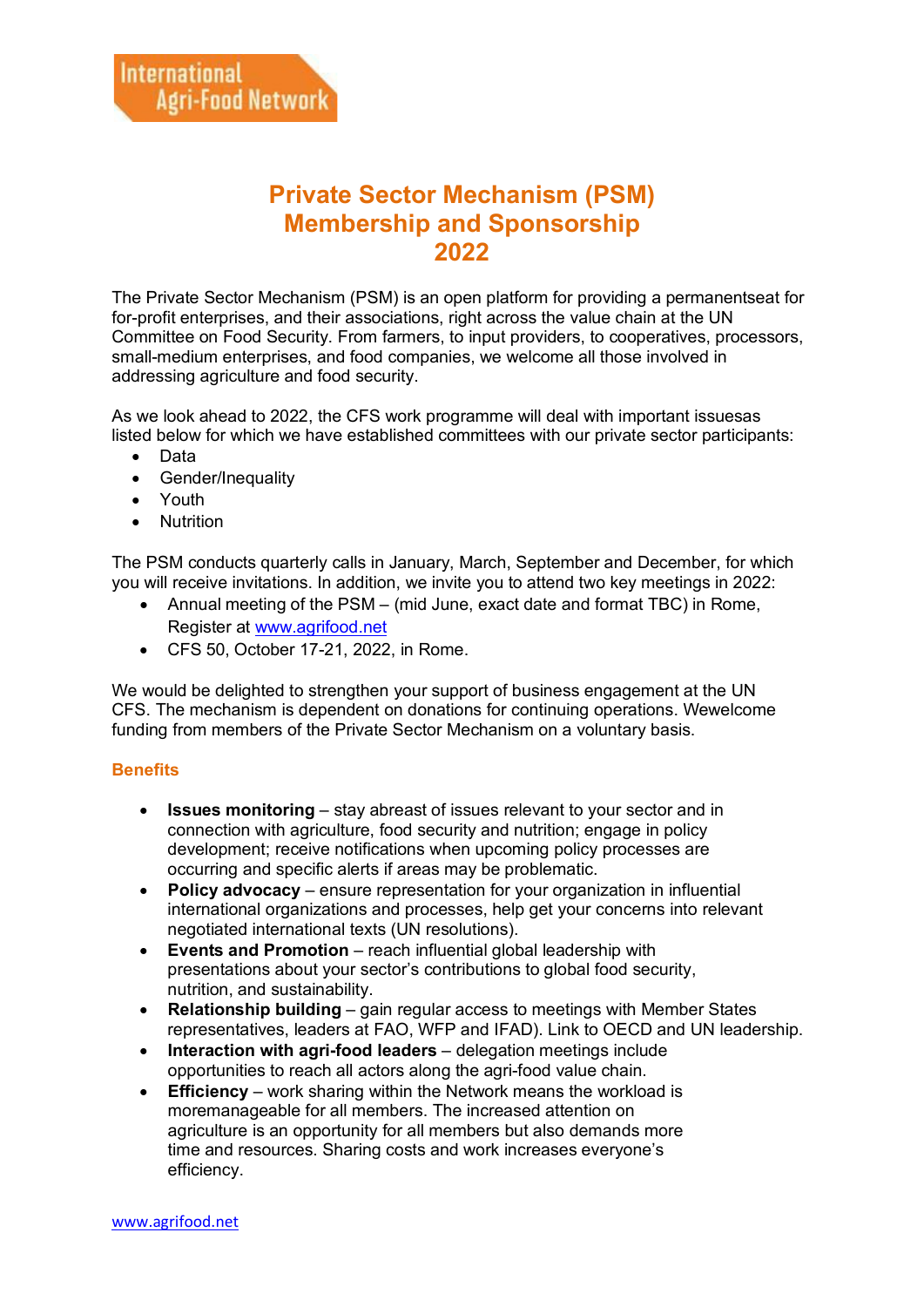International Agri-Food Network

# Private Sector Mechanism (PSM) Membership and Sponsorship 2022

The Private Sector Mechanism (PSM) is an open platform for providing a permanentseat for for-profit enterprises, and their associations, right across the value chain at the UN Committee on Food Security. From farmers, to input providers, to cooperatives, processors, small-medium enterprises, and food companies, we welcome all those involved in addressing agriculture and food security.

As we look ahead to 2022, the CFS work programme will deal with important issuesas listed below for which we have established committees with our private sector participants:

- Data
- Gender/Inequality
- Youth
- Nutrition

The PSM conducts quarterly calls in January, March, September and December, for which you will receive invitations. In addition, we invite you to attend two key meetings in 2022:

- Annual meeting of the PSM – (mid June, exact date and format TBC) in Rome, Register at [www.agrifood.net](www.agrifood.net)
- CFS 50, October 17-21, 2022, in Rome.

We would be delighted to strengthen your support of business engagement at the UN CFS. The mechanism is dependent on donations for continuing operations. Wewelcome funding from members of the Private Sector Mechanism on a voluntary basis.

## Benefits

- **Issues monitoring** – stay abreast of issues relevant to your sector and in connection with agriculture, food security and nutrition; engage in policy development; receive notifications when upcoming policy processes are occurring and specific alerts if areas may be problematic.
- **Policy advocacy** – ensure representation for your organization in influential international organizations and processes, help get your concerns into relevant negotiated international texts (UN resolutions).
- **Events and Promotion** – reach influential global leadership with presentations about your sector's contributions to global food security, nutrition, and sustainability.
- **Relationship building** – gain regular access to meetings with Member States representatives, leaders at FAO, WFP and IFAD). Link to OECD and UN leadership.
- **Interaction with agri-food leaders** – delegation meetings include opportunities to reach all actors along the agri-food value chain.
- **Efficiency** – work sharing within the Network means the workload is moremanageable for all members. The increased attention on agriculture is an opportunity for all members but also demands more time and resources. Sharing costs and work increases everyone's efficiency.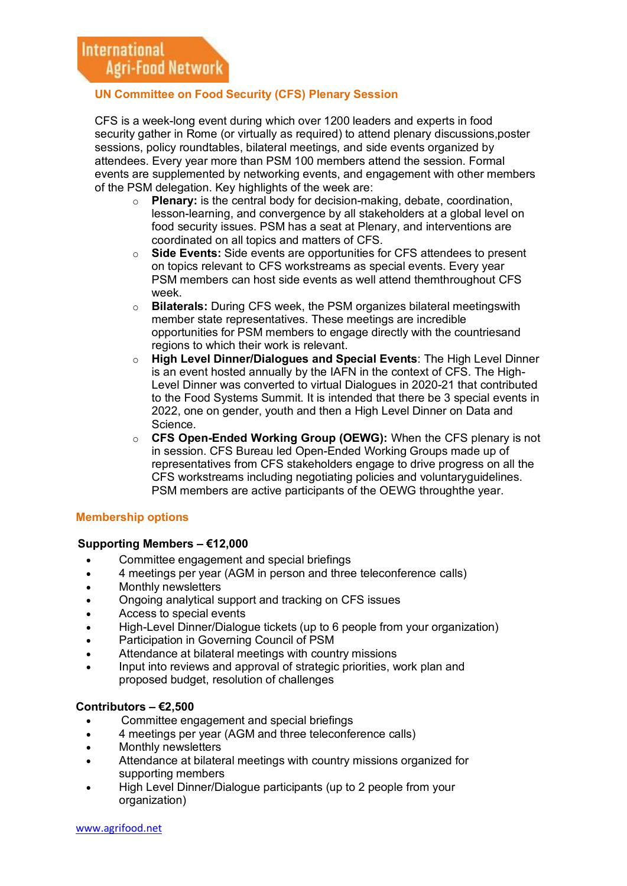International Agri-Food Network

## UN Committee on Food Security (CFS) Plenary Session

CFS is a week-long event during which over 1200 leaders and experts in food security gather in Rome (or virtually as required) to attend plenary discussions,poster sessions, policy roundtables, bilateral meetings, and side events organized by attendees. Every year more than PSM 100 members attend the session. Formal events are supplemented by networking events, and engagement with other members of the PSM delegation. Key highlights of the week are:

- **Plenary:** is the central body for decision-making, debate, coordination, lesson-learning, and convergence by all stakeholders at a global level on food security issues. PSM has a seat at Plenary, and interventions are coordinated on all topics and matters of CFS.
- **Side Events:** Side events are opportunities for CFS attendees to present on topics relevant to CFS workstreams as special events. Every year PSM members can host side events as well attend themthroughout CFS week.
- **Bilaterals:** During CFS week, the PSM organizes bilateral meetingswith member state representatives. These meetings are incredible opportunities for PSM members to engage directly with the countriesand regions to which their work is relevant.
- **High Level Dinner/Dialogues and Special Events**: The High Level Dinner is an event hosted annually by the IAFN in the context of CFS. The High-Level Dinner was converted to virtual Dialogues in 2020-21 that contributed to the Food Systems Summit. It is intended that there be 3 special events in 2022, one on gender, youth and then a High Level Dinner on Data and Science.
- **CFS Open-Ended Working Group (OEWG):** When the CFS plenary is not in session. CFS Bureau led Open-Ended Working Groups made up of representatives from CFS stakeholders engage to drive progress on all the CFS workstreams including negotiating policies and voluntaryguidelines. PSM members are active participants of the OEWG throughthe year.

## Membership options

**Supporting Members – €12,000**

- Committee engagement and special briefings
- 4 meetings per year (AGM in person and three teleconference calls)
- Monthly newsletters
- Ongoing analytical support and tracking on CFS issues
- Access to special events
- High-Level Dinner/Dialogue tickets (up to 6 people from your organization)
- Participation in Governing Council of PSM
- Attendance at bilateral meetings with country missions
- Input into reviews and approval of strategic priorities, work plan and proposed budget, resolution of challenges

**Contributors – €2,500**

- Committee engagement and special briefings
- 4 meetings per year (AGM and three teleconference calls)
- Monthly newsletters
- Attendance at bilateral meetings with country missions organized for supporting members
- High Level Dinner/Dialogue participants (up to 2 people from your organization)

www.agrifood.net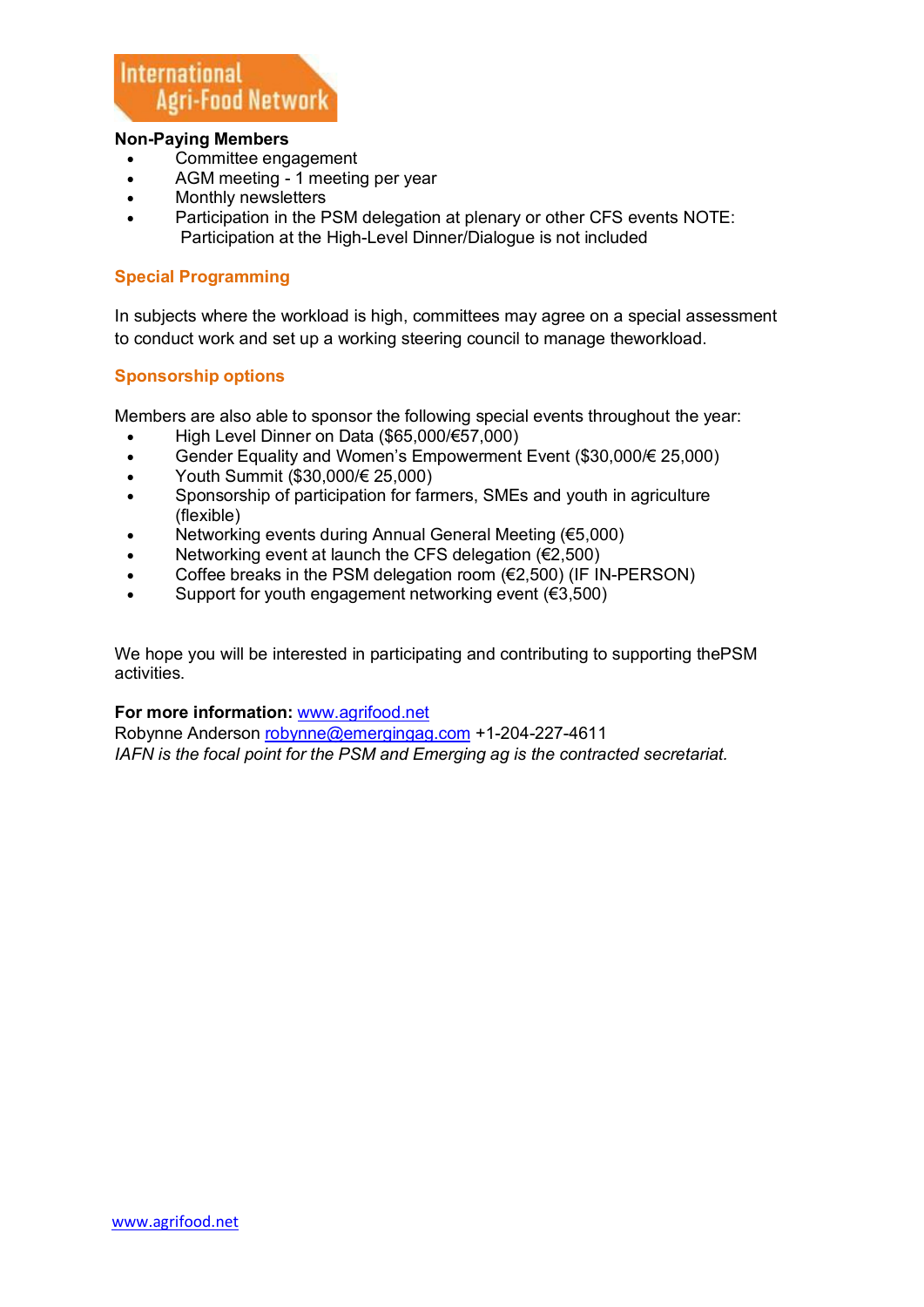**Non-Paying Members**

- Committee engagement
- AGM meeting - 1 meeting per year
- Monthly newsletters
- Participation in the PSM delegation at plenary or other CFS events NOTE: Participation at the High-Level Dinner/Dialogue is not included

## Special Programming

In subjects where the workload is high, committees may agree on a special assessment to conduct work and set up a working steering council to manage theworkload.

## Sponsorship options

Members are also able to sponsor the following special events throughout the year:

- High Level Dinner on Data ($65,000/€57,000)
- Gender Equality and Women's Empowerment Event ($30,000/€ 25,000)
- Youth Summit ($30,000/€ 25,000)
- Sponsorship of participation for farmers, SMEs and youth in agriculture (flexible)
- Networking events during Annual General Meeting (€5,000)
- Networking event at launch the CFS delegation (€2,500)
- Coffee breaks in the PSM delegation room (€2,500) (IF IN-PERSON)
- Support for youth engagement networking event (€3,500)

We hope you will be interested in participating and contributing to supporting thePSM activities.

**For more information:** www.agrifood.net
Robynne Anderson robynne@emergingag.com +1-204-227-4611
*IAFN is the focal point for the PSM and Emerging ag is the contracted secretariat.*